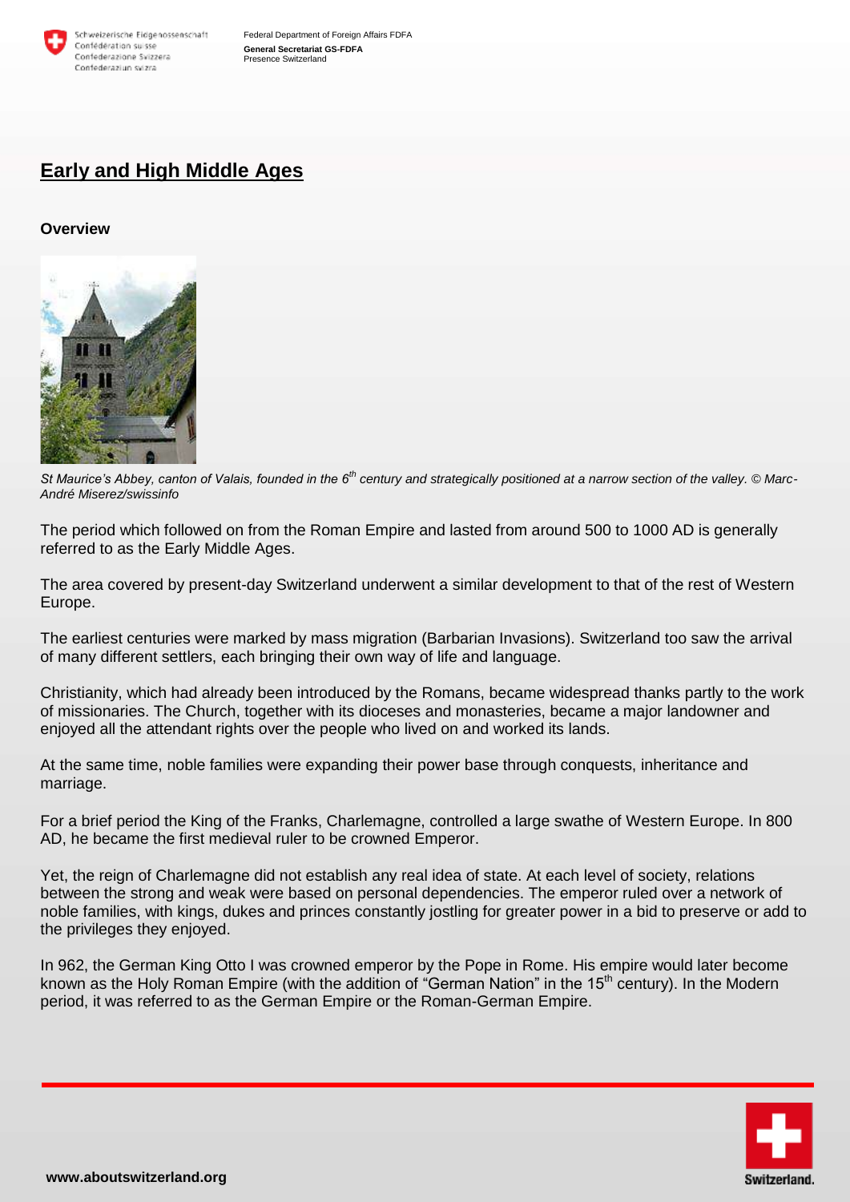## Early and High Middle Ages

**Overview**

*St Maurice's Abbey, canton of Valais, founded in the 6th century and strategically positioned at a narrow section of the valley. © Marc-André Miserez/swissinfo*

The period which followed on from the Roman Empire and lasted from around 500 to 1000 AD is generally referred to as the Early Middle Ages.

The area covered by present-day Switzerland underwent a similar development to that of the rest of Western Europe.

The earliest centuries were marked by mass migration (Barbarian Invasions). Switzerland too saw the arrival of many different settlers, each bringing their own way of life and language.

Christianity, which had already been introduced by the Romans, became widespread thanks partly to the work of missionaries. The Church, together with its dioceses and monasteries, became a major landowner and enjoyed all the attendant rights over the people who lived on and worked its lands.

At the same time, noble families were expanding their power base through conquests, inheritance and marriage.

For a brief period the King of the Franks, Charlemagne, controlled a large swathe of Western Europe. In 800 AD, he became the first medieval ruler to be crowned Emperor.

Yet, the reign of Charlemagne did not establish any real idea of state. At each level of society, relations between the strong and weak were based on personal dependencies. The emperor ruled over a network of noble families, with kings, dukes and princes constantly jostling for greater power in a bid to preserve or add to the privileges they enjoyed.

In 962, the German King Otto I was crowned emperor by the Pope in Rome. His empire would later become known as the Holy Roman Empire (with the addition of "German Nation" in the 15th century). In the Modern period, it was referred to as the German Empire or the Roman-German Empire.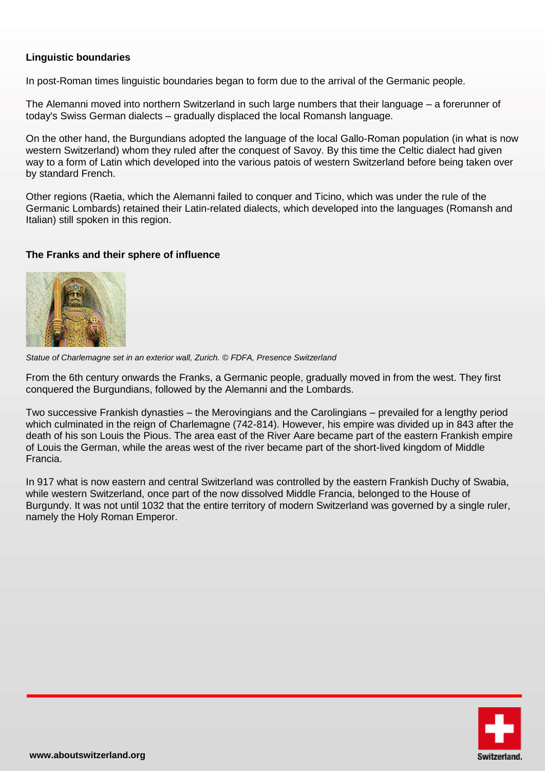**Linguistic boundaries**

In post-Roman times linguistic boundaries began to form due to the arrival of the Germanic people.

The Alemanni moved into northern Switzerland in such large numbers that their language – a forerunner of today's Swiss German dialects – gradually displaced the local Romansh language.

On the other hand, the Burgundians adopted the language of the local Gallo-Roman population (in what is now western Switzerland) whom they ruled after the conquest of Savoy. By this time the Celtic dialect had given way to a form of Latin which developed into the various patois of western Switzerland before being taken over by standard French.

Other regions (Raetia, which the Alemanni failed to conquer and Ticino, which was under the rule of the Germanic Lombards) retained their Latin-related dialects, which developed into the languages (Romansh and Italian) still spoken in this region.

**The Franks and their sphere of influence**

*Statue of Charlemagne set in an exterior wall, Zurich. © FDFA, Presence Switzerland*

From the 6th century onwards the Franks, a Germanic people, gradually moved in from the west. They first conquered the Burgundians, followed by the Alemanni and the Lombards.

Two successive Frankish dynasties – the Merovingians and the Carolingians – prevailed for a lengthy period which culminated in the reign of Charlemagne (742-814). However, his empire was divided up in 843 after the death of his son Louis the Pious. The area east of the River Aare became part of the eastern Frankish empire of Louis the German, while the areas west of the river became part of the short-lived kingdom of Middle Francia.

In 917 what is now eastern and central Switzerland was controlled by the eastern Frankish Duchy of Swabia, while western Switzerland, once part of the now dissolved Middle Francia, belonged to the House of Burgundy. It was not until 1032 that the entire territory of modern Switzerland was governed by a single ruler, namely the Holy Roman Emperor.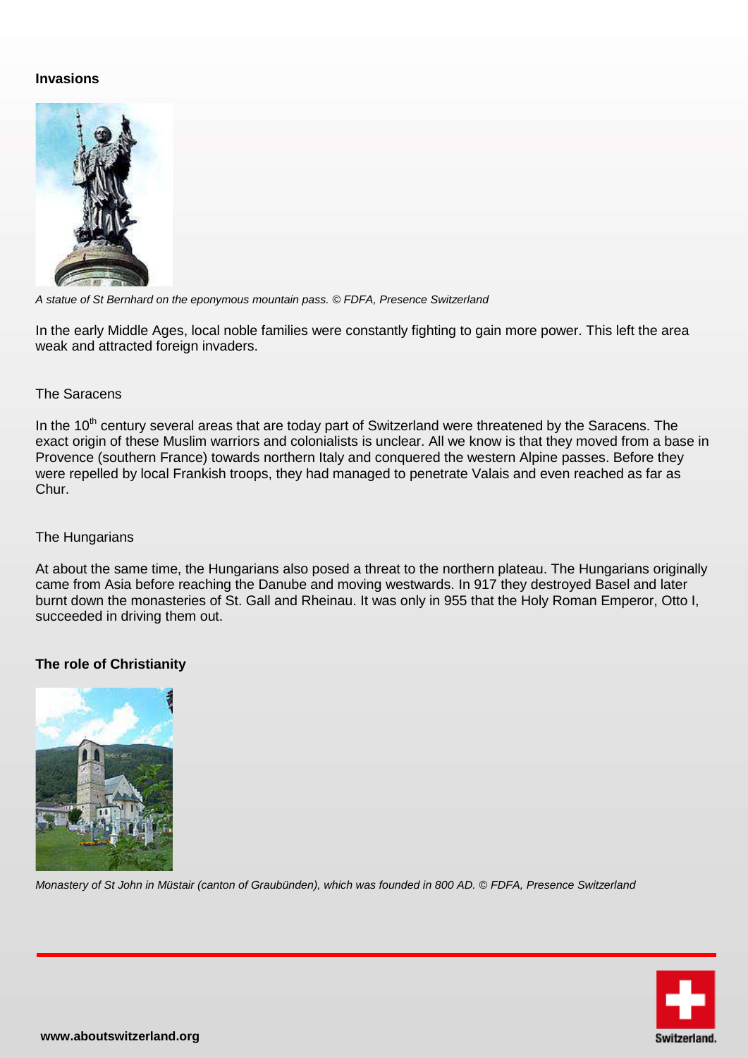## Invasions

*A statue of St Bernhard on the eponymous mountain pass. © FDFA, Presence Switzerland*

In the early Middle Ages, local noble families were constantly fighting to gain more power. This left the area weak and attracted foreign invaders.

### The Saracens

In the 10th century several areas that are today part of Switzerland were threatened by the Saracens. The exact origin of these Muslim warriors and colonialists is unclear. All we know is that they moved from a base in Provence (southern France) towards northern Italy and conquered the western Alpine passes. Before they were repelled by local Frankish troops, they had managed to penetrate Valais and even reached as far as Chur.

### The Hungarians

At about the same time, the Hungarians also posed a threat to the northern plateau. The Hungarians originally came from Asia before reaching the Danube and moving westwards. In 917 they destroyed Basel and later burnt down the monasteries of St. Gall and Rheinau. It was only in 955 that the Holy Roman Emperor, Otto I, succeeded in driving them out.

## The role of Christianity

*Monastery of St John in Müstair (canton of Graubünden), which was founded in 800 AD. © FDFA, Presence Switzerland*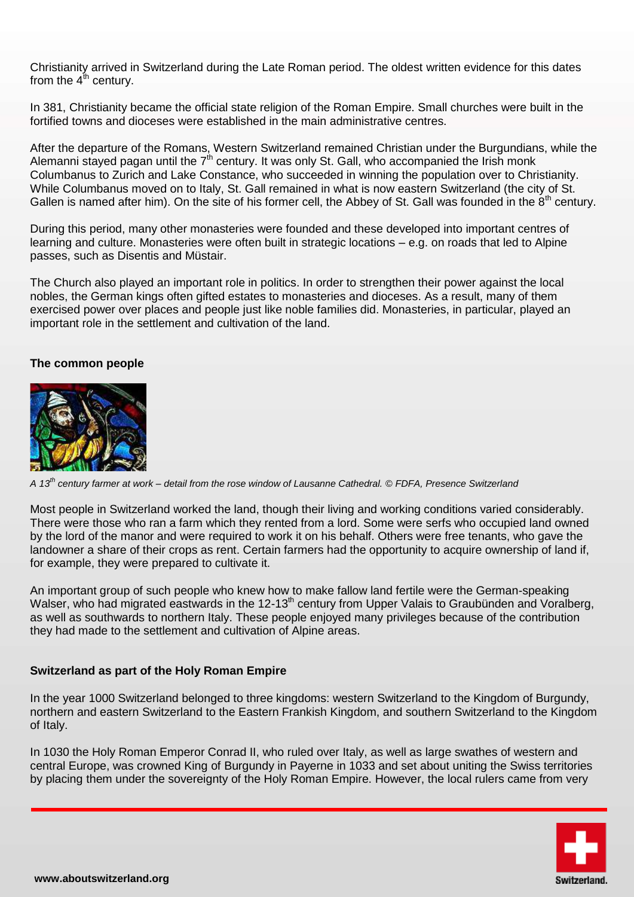Christianity arrived in Switzerland during the Late Roman period. The oldest written evidence for this dates from the 4th century.

In 381, Christianity became the official state religion of the Roman Empire. Small churches were built in the fortified towns and dioceses were established in the main administrative centres.

After the departure of the Romans, Western Switzerland remained Christian under the Burgundians, while the Alemanni stayed pagan until the 7th century. It was only St. Gall, who accompanied the Irish monk Columbanus to Zurich and Lake Constance, who succeeded in winning the population over to Christianity. While Columbanus moved on to Italy, St. Gall remained in what is now eastern Switzerland (the city of St. Gallen is named after him). On the site of his former cell, the Abbey of St. Gall was founded in the 8th century.

During this period, many other monasteries were founded and these developed into important centres of learning and culture. Monasteries were often built in strategic locations – e.g. on roads that led to Alpine passes, such as Disentis and Müstair.

The Church also played an important role in politics. In order to strengthen their power against the local nobles, the German kings often gifted estates to monasteries and dioceses. As a result, many of them exercised power over places and people just like noble families did. Monasteries, in particular, played an important role in the settlement and cultivation of the land.

**The common people**

*A 13th century farmer at work – detail from the rose window of Lausanne Cathedral. © FDFA, Presence Switzerland*

Most people in Switzerland worked the land, though their living and working conditions varied considerably. There were those who ran a farm which they rented from a lord. Some were serfs who occupied land owned by the lord of the manor and were required to work it on his behalf. Others were free tenants, who gave the landowner a share of their crops as rent. Certain farmers had the opportunity to acquire ownership of land if, for example, they were prepared to cultivate it.

An important group of such people who knew how to make fallow land fertile were the German-speaking Walser, who had migrated eastwards in the 12-13th century from Upper Valais to Graubünden and Voralberg, as well as southwards to northern Italy. These people enjoyed many privileges because of the contribution they had made to the settlement and cultivation of Alpine areas.

**Switzerland as part of the Holy Roman Empire**

In the year 1000 Switzerland belonged to three kingdoms: western Switzerland to the Kingdom of Burgundy, northern and eastern Switzerland to the Eastern Frankish Kingdom, and southern Switzerland to the Kingdom of Italy.

In 1030 the Holy Roman Emperor Conrad II, who ruled over Italy, as well as large swathes of western and central Europe, was crowned King of Burgundy in Payerne in 1033 and set about uniting the Swiss territories by placing them under the sovereignty of the Holy Roman Empire. However, the local rulers came from very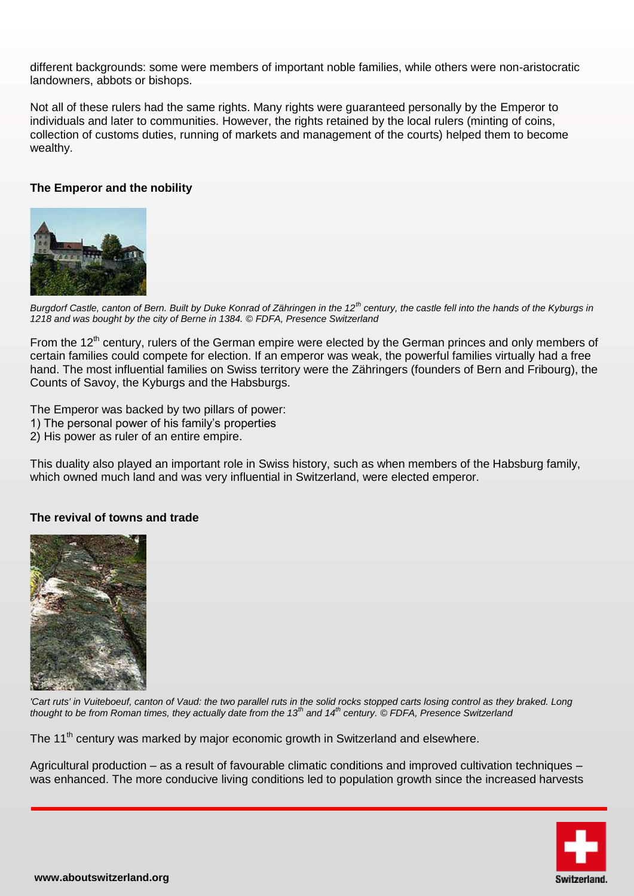different backgrounds: some were members of important noble families, while others were non-aristocratic landowners, abbots or bishops.

Not all of these rulers had the same rights. Many rights were guaranteed personally by the Emperor to individuals and later to communities. However, the rights retained by the local rulers (minting of coins, collection of customs duties, running of markets and management of the courts) helped them to become wealthy.

### The Emperor and the nobility

*Burgdorf Castle, canton of Bern. Built by Duke Konrad of Zähringen in the 12th century, the castle fell into the hands of the Kyburgs in 1218 and was bought by the city of Berne in 1384. © FDFA, Presence Switzerland*

From the 12th century, rulers of the German empire were elected by the German princes and only members of certain families could compete for election. If an emperor was weak, the powerful families virtually had a free hand. The most influential families on Swiss territory were the Zähringers (founders of Bern and Fribourg), the Counts of Savoy, the Kyburgs and the Habsburgs.

The Emperor was backed by two pillars of power:

1) The personal power of his family's properties
2) His power as ruler of an entire empire.

This duality also played an important role in Swiss history, such as when members of the Habsburg family, which owned much land and was very influential in Switzerland, were elected emperor.

### The revival of towns and trade

*'Cart ruts' in Vuiteboeuf, canton of Vaud: the two parallel ruts in the solid rocks stopped carts losing control as they braked. Long thought to be from Roman times, they actually date from the 13th and 14th century. © FDFA, Presence Switzerland*

The 11th century was marked by major economic growth in Switzerland and elsewhere.

Agricultural production – as a result of favourable climatic conditions and improved cultivation techniques – was enhanced. The more conducive living conditions led to population growth since the increased harvests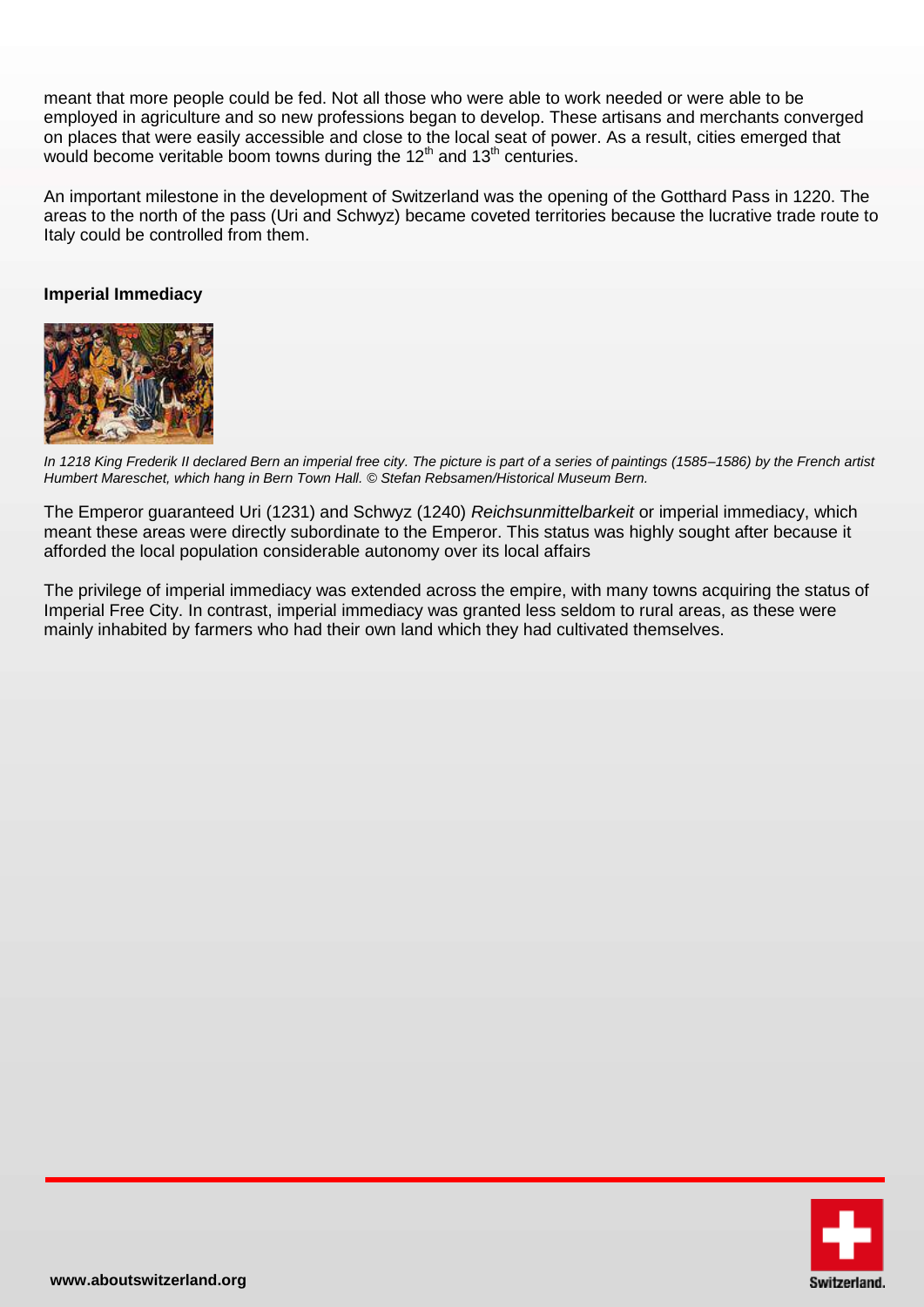meant that more people could be fed. Not all those who were able to work needed or were able to be employed in agriculture and so new professions began to develop. These artisans and merchants converged on places that were easily accessible and close to the local seat of power. As a result, cities emerged that would become veritable boom towns during the 12th and 13th centuries.

An important milestone in the development of Switzerland was the opening of the Gotthard Pass in 1220. The areas to the north of the pass (Uri and Schwyz) became coveted territories because the lucrative trade route to Italy could be controlled from them.

**Imperial Immediacy**

*In 1218 King Frederik II declared Bern an imperial free city. The picture is part of a series of paintings (1585–1586) by the French artist Humbert Mareschet, which hang in Bern Town Hall. © Stefan Rebsamen/Historical Museum Bern.*

The Emperor guaranteed Uri (1231) and Schwyz (1240) *Reichsunmittelbarkeit* or imperial immediacy, which meant these areas were directly subordinate to the Emperor. This status was highly sought after because it afforded the local population considerable autonomy over its local affairs

The privilege of imperial immediacy was extended across the empire, with many towns acquiring the status of Imperial Free City. In contrast, imperial immediacy was granted less seldom to rural areas, as these were mainly inhabited by farmers who had their own land which they had cultivated themselves.